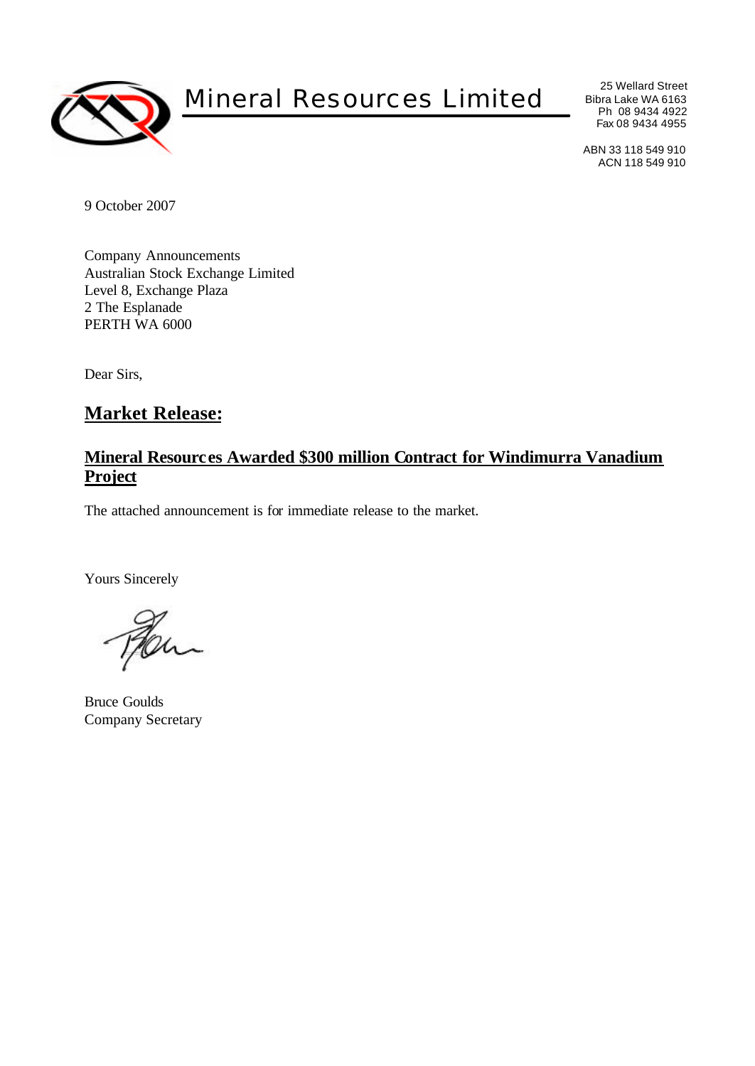# Mineral Resources Limited

25 Wellard Street
Bibra Lake WA 6163
Ph 08 9434 4922
Fax 08 9434 4955

ABN 33 118 549 910
ACN 118 549 910

9 October 2007

Company Announcements
Australian Stock Exchange Limited
Level 8, Exchange Plaza
2 The Esplanade
PERTH WA 6000

Dear Sirs,

## Market Release:

### Mineral Resources Awarded $300 million Contract for Windimurra Vanadium Project

The attached announcement is for immediate release to the market.

Yours Sincerely

Bruce Goulds
Company Secretary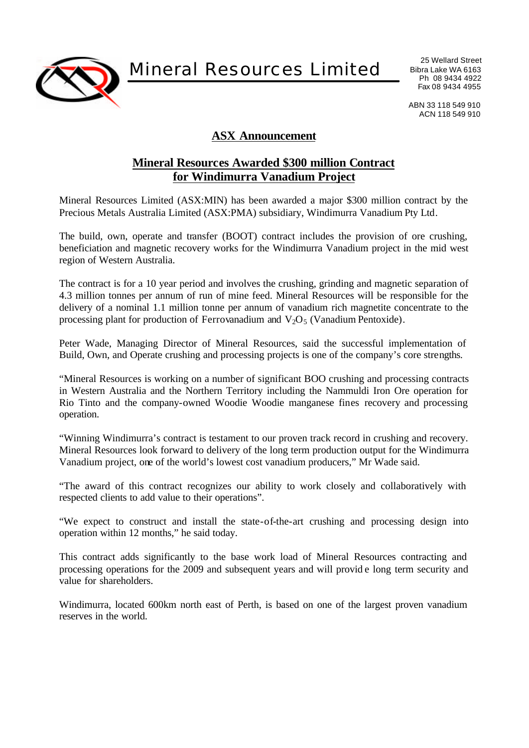Mineral Resources Limited

25 Wellard Street
Bibra Lake WA 6163
Ph 08 9434 4922
Fax 08 9434 4955

ABN 33 118 549 910
ACN 118 549 910

# ASX Announcement

## Mineral Resources Awarded $300 million Contract for Windimurra Vanadium Project

Mineral Resources Limited (ASX:MIN) has been awarded a major $300 million contract by the Precious Metals Australia Limited (ASX:PMA) subsidiary, Windimurra Vanadium Pty Ltd.

The build, own, operate and transfer (BOOT) contract includes the provision of ore crushing, beneficiation and magnetic recovery works for the Windimurra Vanadium project in the mid west region of Western Australia.

The contract is for a 10 year period and involves the crushing, grinding and magnetic separation of 4.3 million tonnes per annum of run of mine feed. Mineral Resources will be responsible for the delivery of a nominal 1.1 million tonne per annum of vanadium rich magnetite concentrate to the processing plant for production of Ferrovanadium and $V_2O_5$ (Vanadium Pentoxide).

Peter Wade, Managing Director of Mineral Resources, said the successful implementation of Build, Own, and Operate crushing and processing projects is one of the company's core strengths.

"Mineral Resources is working on a number of significant BOO crushing and processing contracts in Western Australia and the Northern Territory including the Nammuldi Iron Ore operation for Rio Tinto and the company-owned Woodie Woodie manganese fines recovery and processing operation.

"Winning Windimurra's contract is testament to our proven track record in crushing and recovery. Mineral Resources look forward to delivery of the long term production output for the Windimurra Vanadium project, one of the world's lowest cost vanadium producers," Mr Wade said.

"The award of this contract recognizes our ability to work closely and collaboratively with respected clients to add value to their operations".

"We expect to construct and install the state-of-the-art crushing and processing design into operation within 12 months," he said today.

This contract adds significantly to the base work load of Mineral Resources contracting and processing operations for the 2009 and subsequent years and will provide long term security and value for shareholders.

Windimurra, located 600km north east of Perth, is based on one of the largest proven vanadium reserves in the world.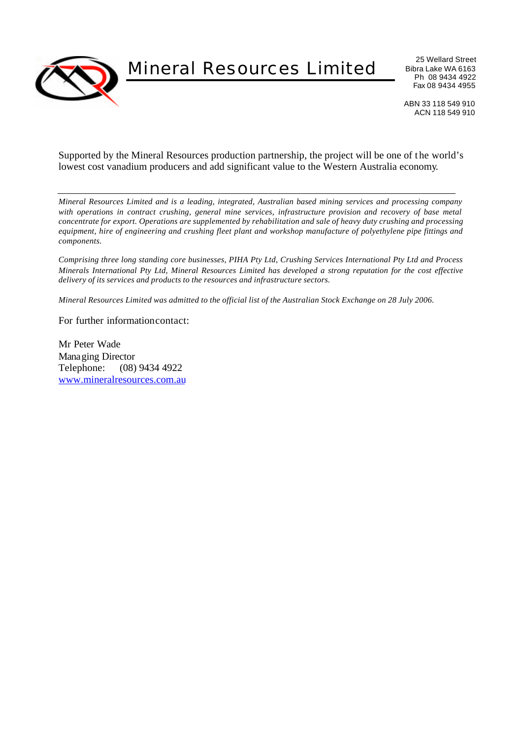# Mineral Resources Limited

25 Wellard Street
Bibra Lake WA 6163
Ph 08 9434 4922
Fax 08 9434 4955

ABN 33 118 549 910
ACN 118 549 910

Supported by the Mineral Resources production partnership, the project will be one of the world's lowest cost vanadium producers and add significant value to the Western Australia economy.

---

*Mineral Resources Limited and is a leading, integrated, Australian based mining services and processing company with operations in contract crushing, general mine services, infrastructure provision and recovery of base metal concentrate for export. Operations are supplemented by rehabilitation and sale of heavy duty crushing and processing equipment, hire of engineering and crushing fleet plant and workshop manufacture of polyethylene pipe fittings and components.*

*Comprising three long standing core businesses, PIHA Pty Ltd, Crushing Services International Pty Ltd and Process Minerals International Pty Ltd, Mineral Resources Limited has developed a strong reputation for the cost effective delivery of its services and products to the resources and infrastructure sectors.*

*Mineral Resources Limited was admitted to the official list of the Australian Stock Exchange on 28 July 2006.*

For further information contact:

Mr Peter Wade
Managing Director
Telephone: (08) 9434 4922
www.mineralresources.com.au